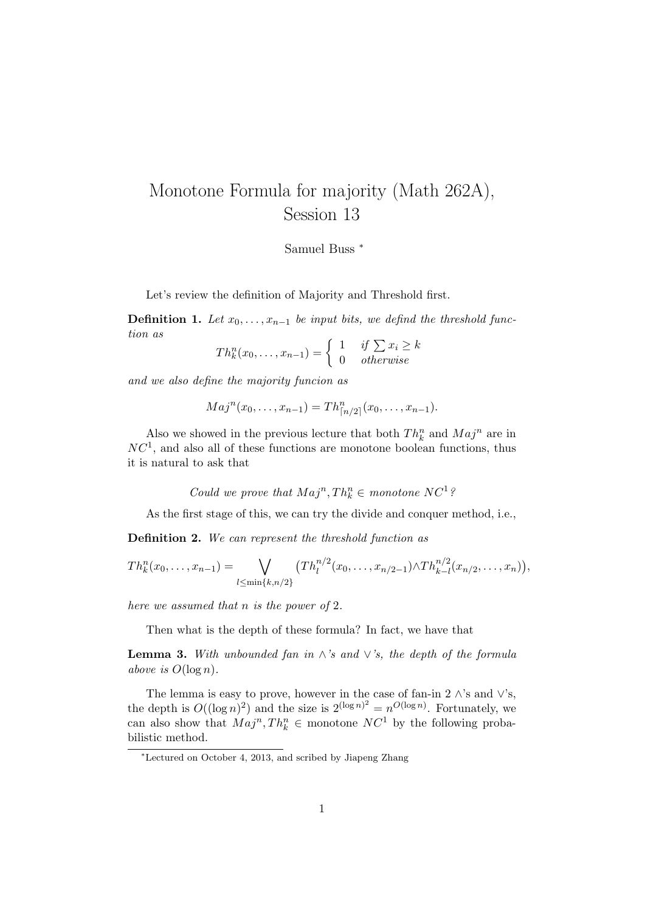# Monotone Formula for majority (Math 262A), Session 13

Samuel Buss [*]

Let's review the definition of Majority and Threshold first.

**Definition 1.** *Let $x_0, \ldots, x_{n-1}$ be input bits, we defind the threshold function as*

$$Th_k^n(x_0, \ldots, x_{n-1}) = \begin{cases} 1 & \text{if } \sum x_i \geq k \\ 0 & \text{otherwise} \end{cases}$$

*and we also define the majority funcion as*

$$Maj^n(x_0, \ldots, x_{n-1}) = Th^n_{\lceil n/2 \rceil}(x_0, \ldots, x_{n-1}).$$

Also we showed in the previous lecture that both $Th_k^n$ and $Maj^n$ are in $NC^1$, and also all of these functions are monotone boolean functions, thus it is natural to ask that

*Could we prove that $Maj^n, Th_k^n \in$ monotone $NC^1$?*

As the first stage of this, we can try the divide and conquer method, i.e.,

**Definition 2.** *We can represent the threshold function as*

$$Th_k^n(x_0, \ldots, x_{n-1}) = \bigvee_{l \leq \min\{k, n/2\}} \big(Th_l^{n/2}(x_0, \ldots, x_{n/2-1}) \wedge Th_{k-l}^{n/2}(x_{n/2}, \ldots, x_n)\big),$$

*here we assumed that n is the power of 2.*

Then what is the depth of these formula? In fact, we have that

**Lemma 3.** *With unbounded fan in $\wedge$'s and $\vee$'s, the depth of the formula above is $O(\log n)$.*

The lemma is easy to prove, however in the case of fan-in 2 $\wedge$'s and $\vee$'s, the depth is $O((\log n)^2)$ and the size is $2^{(\log n)^2} = n^{O(\log n)}$. Fortunately, we can also show that $Maj^n, Th_k^n \in$ monotone $NC^1$ by the following probabilistic method.

[*] Lectured on October 4, 2013, and scribed by Jiapeng Zhang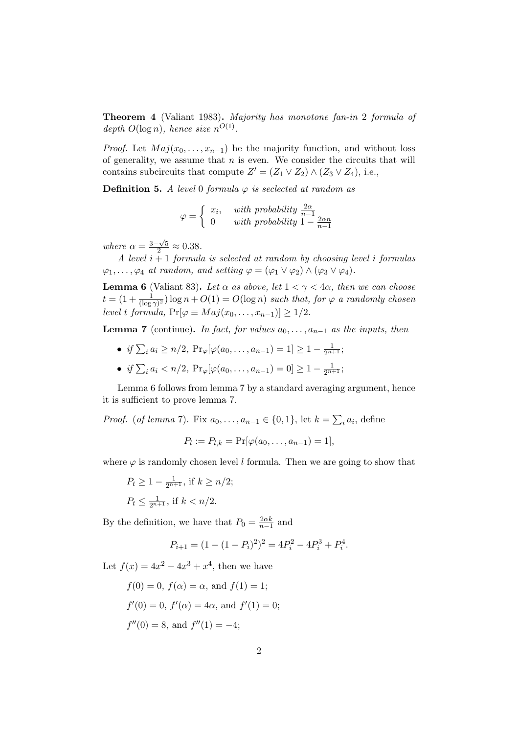**Theorem 4** (Valiant 1983)**.** *Majority has monotone fan-in 2 formula of depth $O(\log n)$, hence size $n^{O(1)}$.*

*Proof.* Let $Maj(x_0, \ldots, x_{n-1})$ be the majority function, and without loss of generality, we assume that $n$ is even. We consider the circuits that will contains subcircuits that compute $Z' = (Z_1 \vee Z_2) \wedge (Z_3 \vee Z_4)$, i.e.,

**Definition 5.** *A level 0 formula $\varphi$ is seclected at random as*

$$\varphi = \begin{cases} x_i, & \text{with probability } \frac{2\alpha}{n-1} \\ 0 & \text{with probability } 1 - \frac{2\alpha n}{n-1} \end{cases}$$

*where $\alpha = \frac{3-\sqrt{5}}{2} \approx 0.38$.*

*A level $i+1$ formula is selected at random by choosing level $i$ formulas $\varphi_1, \ldots, \varphi_4$ at random, and setting $\varphi = (\varphi_1 \vee \varphi_2) \wedge (\varphi_3 \vee \varphi_4)$.*

**Lemma 6** (Valiant 83)**.** *Let $\alpha$ as above, let $1 < \gamma < 4\alpha$, then we can choose $t = (1 + \frac{1}{(\log \gamma)^2}) \log n + O(1) = O(\log n)$ such that, for $\varphi$ a randomly chosen level $t$ formula, $\Pr[\varphi \equiv Maj(x_0, \ldots, x_{n-1})] \geq 1/2$.*

**Lemma 7** (continue)**.** *In fact, for values $a_0, \ldots, a_{n-1}$ as the inputs, then*

- *if $\sum_i a_i \geq n/2$, $\Pr_\varphi[\varphi(a_0, \ldots, a_{n-1}) = 1] \geq 1 - \frac{1}{2^{n+1}}$;*
- *if $\sum_i a_i < n/2$, $\Pr_\varphi[\varphi(a_0, \ldots, a_{n-1}) = 0] \geq 1 - \frac{1}{2^{n+1}}$;*

Lemma 6 follows from lemma 7 by a standard averaging argument, hence it is sufficient to prove lemma 7.

*Proof.* (*of lemma 7*). Fix $a_0, \ldots, a_{n-1} \in \{0, 1\}$, let $k = \sum_i a_i$, define

$$P_l := P_{l,k} = \Pr[\varphi(a_0, \ldots, a_{n-1}) = 1],$$

where $\varphi$ is randomly chosen level $l$ formula. Then we are going to show that

$P_t \geq 1 - \frac{1}{2^{n+1}}$, if $k \geq n/2$;

$P_t \leq \frac{1}{2^{n+1}}$, if $k < n/2$.

By the definition, we have that $P_0 = \frac{2\alpha k}{n-1}$ and

$$P_{i+1} = (1 - (1 - P_i)^2)^2 = 4P_i^2 - 4P_i^3 + P_i^4.$$

Let $f(x) = 4x^2 - 4x^3 + x^4$, then we have

$f(0) = 0$, $f(\alpha) = \alpha$, and $f(1) = 1$;

$f'(0) = 0$, $f'(\alpha) = 4\alpha$, and $f'(1) = 0$;

$f''(0) = 8$, and $f''(1) = -4$;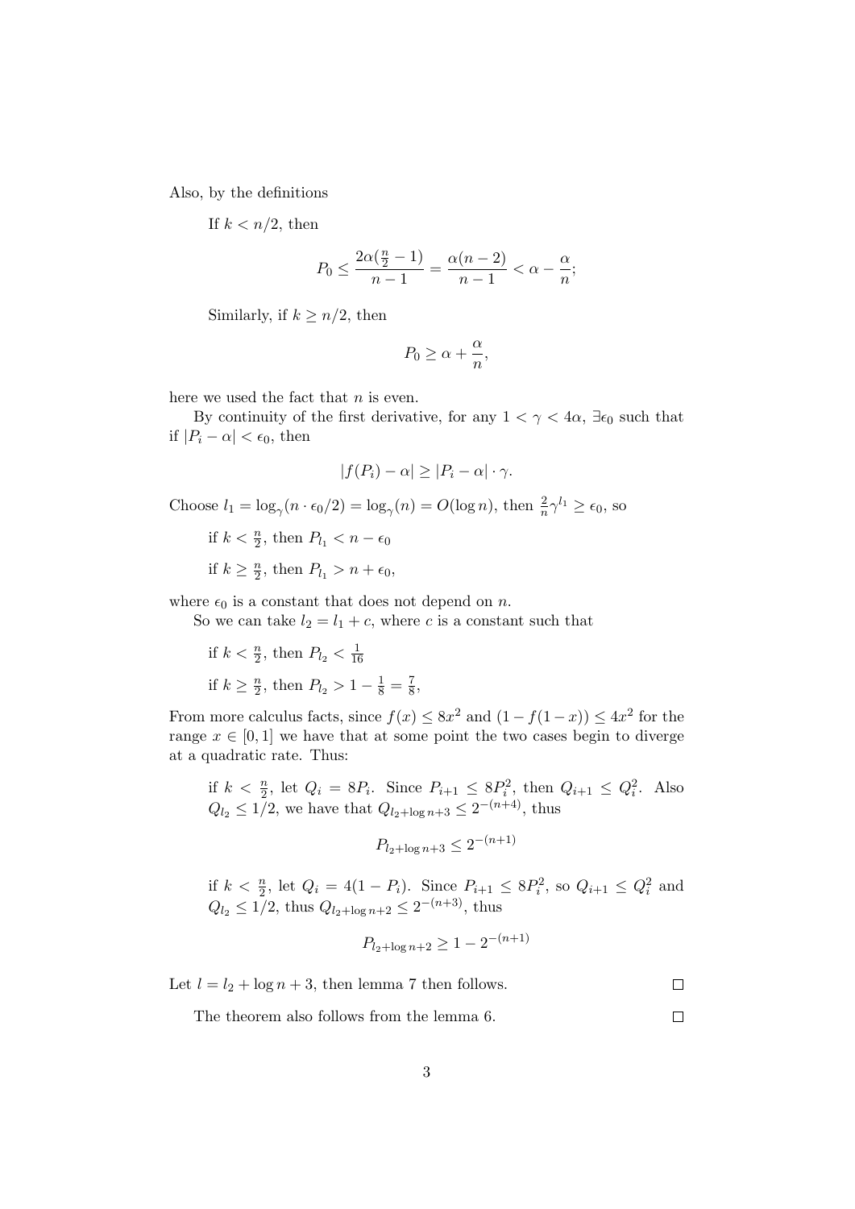Also, by the definitions

If $k < n/2$, then

$$P_0 \leq \frac{2\alpha(\frac{n}{2} - 1)}{n - 1} = \frac{\alpha(n-2)}{n-1} < \alpha - \frac{\alpha}{n};$$

Similarly, if $k \geq n/2$, then

$$P_0 \geq \alpha + \frac{\alpha}{n},$$

here we used the fact that $n$ is even.

By continuity of the first derivative, for any $1 < \gamma < 4\alpha$, $\exists \epsilon_0$ such that if $|P_i - \alpha| < \epsilon_0$, then

$$|f(P_i) - \alpha| \geq |P_i - \alpha| \cdot \gamma.$$

Choose $l_1 = \log_\gamma(n \cdot \epsilon_0/2) = \log_\gamma(n) = O(\log n)$, then $\frac{2}{n}\gamma^{l_1} \geq \epsilon_0$, so

if $k < \frac{n}{2}$, then $P_{l_1} < n - \epsilon_0$

if $k \geq \frac{n}{2}$, then $P_{l_1} > n + \epsilon_0$,

where $\epsilon_0$ is a constant that does not depend on $n$.

So we can take $l_2 = l_1 + c$, where $c$ is a constant such that

if $k < \frac{n}{2}$, then $P_{l_2} < \frac{1}{16}$

if $k \geq \frac{n}{2}$, then $P_{l_2} > 1 - \frac{1}{8} = \frac{7}{8}$,

From more calculus facts, since $f(x) \leq 8x^2$ and $(1 - f(1-x)) \leq 4x^2$ for the range $x \in [0, 1]$ we have that at some point the two cases begin to diverge at a quadratic rate. Thus:

if $k < \frac{n}{2}$, let $Q_i = 8P_i$. Since $P_{i+1} \leq 8P_i^2$, then $Q_{i+1} \leq Q_i^2$. Also $Q_{l_2} \leq 1/2$, we have that $Q_{l_2 + \log n + 3} \leq 2^{-(n+4)}$, thus

$$P_{l_2 + \log n + 3} \leq 2^{-(n+1)}$$

if $k < \frac{n}{2}$, let $Q_i = 4(1 - P_i)$. Since $P_{i+1} \leq 8P_i^2$, so $Q_{i+1} \leq Q_i^2$ and $Q_{l_2} \leq 1/2$, thus $Q_{l_2 + \log n + 2} \leq 2^{-(n+3)}$, thus

$$P_{l_2 + \log n + 2} \geq 1 - 2^{-(n+1)}$$

Let $l = l_2 + \log n + 3$, then lemma 7 then follows. □

The theorem also follows from the lemma 6. □